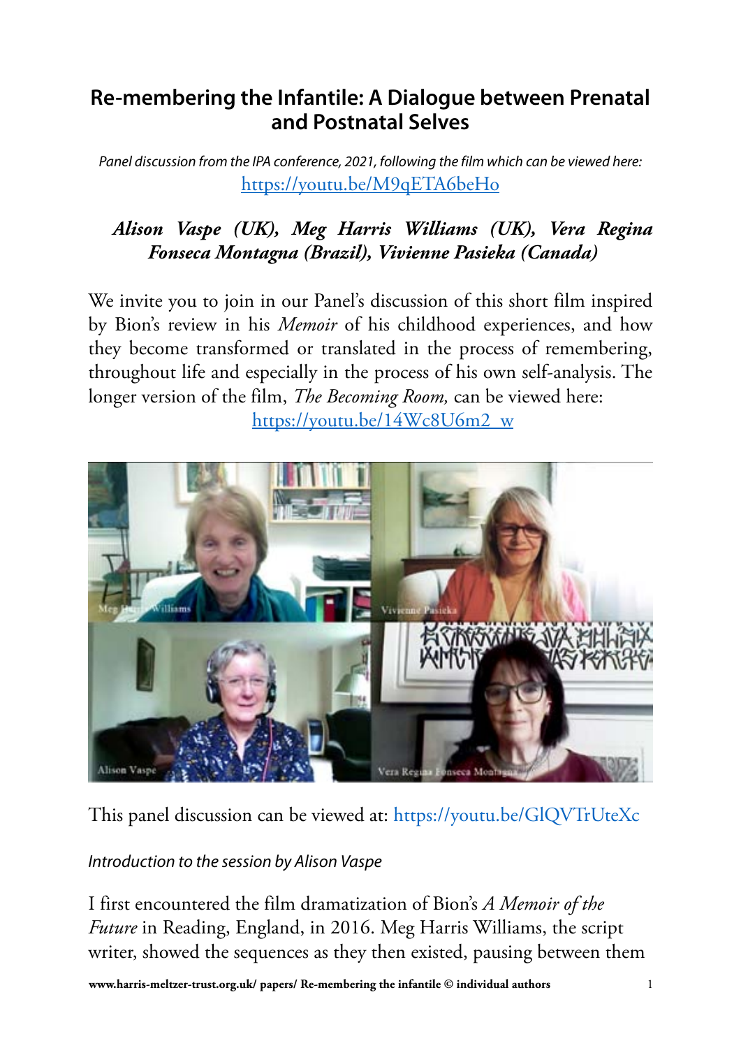# Re-membering the Infantile: A Dialogue between Prenatal and Postnatal Selves

*Panel discussion from the IPA conference, 2021, following the film which can be viewed here:*
https://youtu.be/M9qETA6beHo

***Alison Vaspe (UK), Meg Harris Williams (UK), Vera Regina Fonseca Montagna (Brazil), Vivienne Pasieka (Canada)***

We invite you to join in our Panel's discussion of this short film inspired by Bion's review in his *Memoir* of his childhood experiences, and how they become transformed or translated in the process of remembering, throughout life and especially in the process of his own self-analysis. The longer version of the film, *The Becoming Room,* can be viewed here:
https://youtu.be/14Wc8U6m2_w

This panel discussion can be viewed at: https://youtu.be/GlQVTrUteXc

*Introduction to the session by Alison Vaspe*

I first encountered the film dramatization of Bion's *A Memoir of the Future* in Reading, England, in 2016. Meg Harris Williams, the script writer, showed the sequences as they then existed, pausing between them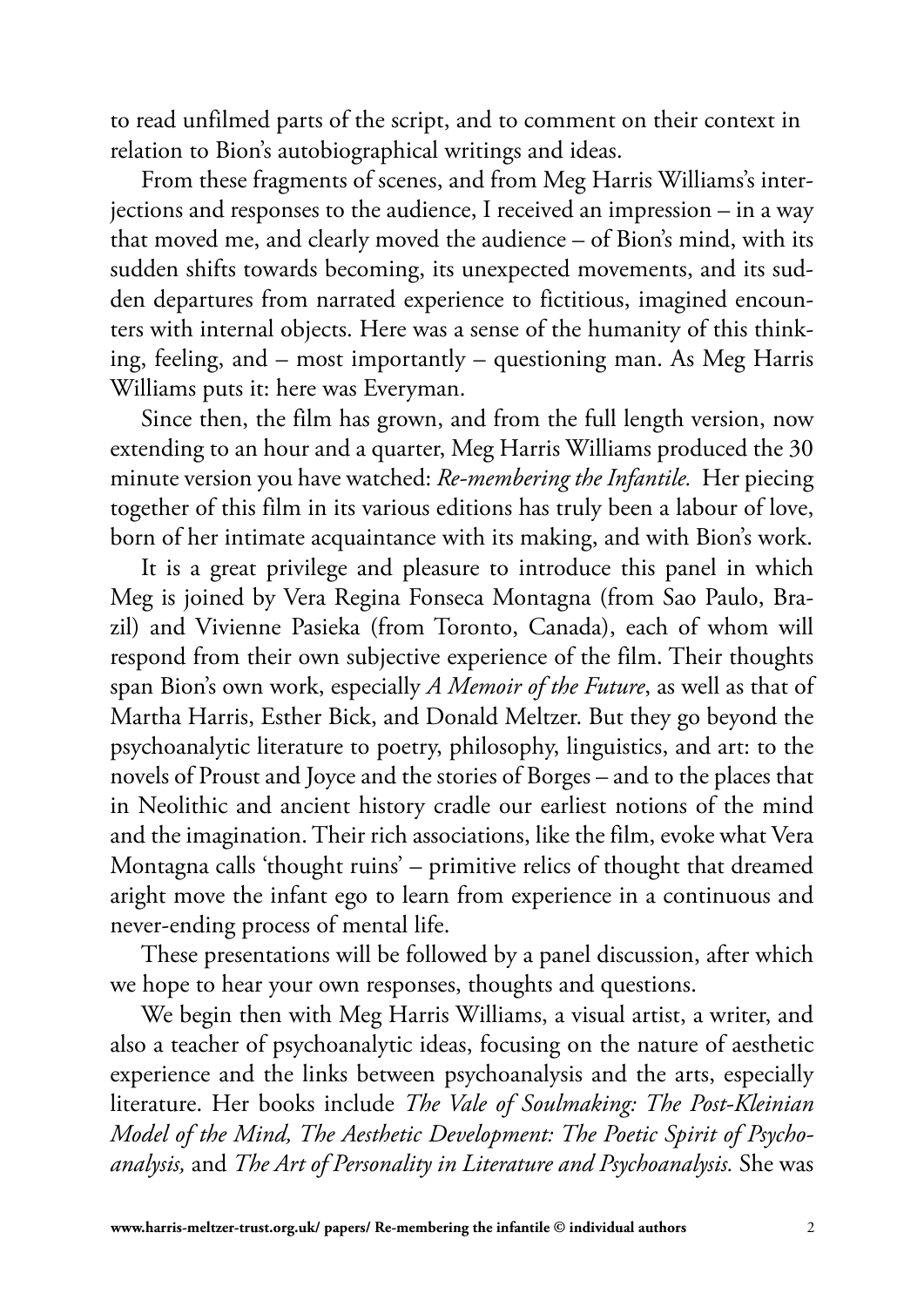to read unfilmed parts of the script, and to comment on their context in relation to Bion's autobiographical writings and ideas.

From these fragments of scenes, and from Meg Harris Williams's interjections and responses to the audience, I received an impression – in a way that moved me, and clearly moved the audience – of Bion's mind, with its sudden shifts towards becoming, its unexpected movements, and its sudden departures from narrated experience to fictitious, imagined encounters with internal objects. Here was a sense of the humanity of this thinking, feeling, and – most importantly – questioning man. As Meg Harris Williams puts it: here was Everyman.

Since then, the film has grown, and from the full length version, now extending to an hour and a quarter, Meg Harris Williams produced the 30 minute version you have watched: *Re-membering the Infantile.* Her piecing together of this film in its various editions has truly been a labour of love, born of her intimate acquaintance with its making, and with Bion's work.

It is a great privilege and pleasure to introduce this panel in which Meg is joined by Vera Regina Fonseca Montagna (from Sao Paulo, Brazil) and Vivienne Pasieka (from Toronto, Canada), each of whom will respond from their own subjective experience of the film. Their thoughts span Bion's own work, especially *A Memoir of the Future*, as well as that of Martha Harris, Esther Bick, and Donald Meltzer. But they go beyond the psychoanalytic literature to poetry, philosophy, linguistics, and art: to the novels of Proust and Joyce and the stories of Borges – and to the places that in Neolithic and ancient history cradle our earliest notions of the mind and the imagination. Their rich associations, like the film, evoke what Vera Montagna calls 'thought ruins' – primitive relics of thought that dreamed aright move the infant ego to learn from experience in a continuous and never-ending process of mental life.

These presentations will be followed by a panel discussion, after which we hope to hear your own responses, thoughts and questions.

We begin then with Meg Harris Williams, a visual artist, a writer, and also a teacher of psychoanalytic ideas, focusing on the nature of aesthetic experience and the links between psychoanalysis and the arts, especially literature. Her books include *The Vale of Soulmaking: The Post-Kleinian Model of the Mind, The Aesthetic Development: The Poetic Spirit of Psychoanalysis,* and *The Art of Personality in Literature and Psychoanalysis.* She was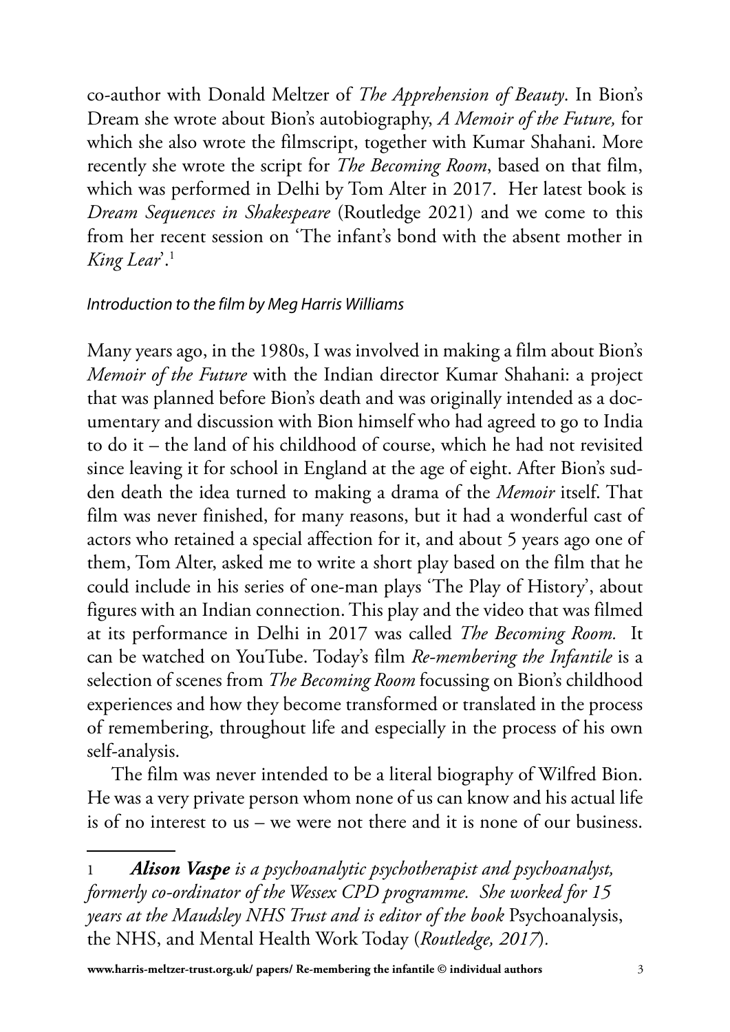co-author with Donald Meltzer of *The Apprehension of Beauty*. In Bion's Dream she wrote about Bion's autobiography, *A Memoir of the Future,* for which she also wrote the filmscript, together with Kumar Shahani. More recently she wrote the script for *The Becoming Room*, based on that film, which was performed in Delhi by Tom Alter in 2017. Her latest book is *Dream Sequences in Shakespeare* (Routledge 2021) and we come to this from her recent session on 'The infant's bond with the absent mother in *King Lear*'.[1]

### *Introduction to the film by Meg Harris Williams*

Many years ago, in the 1980s, I was involved in making a film about Bion's *Memoir of the Future* with the Indian director Kumar Shahani: a project that was planned before Bion's death and was originally intended as a documentary and discussion with Bion himself who had agreed to go to India to do it – the land of his childhood of course, which he had not revisited since leaving it for school in England at the age of eight. After Bion's sudden death the idea turned to making a drama of the *Memoir* itself. That film was never finished, for many reasons, but it had a wonderful cast of actors who retained a special affection for it, and about 5 years ago one of them, Tom Alter, asked me to write a short play based on the film that he could include in his series of one-man plays 'The Play of History', about figures with an Indian connection. This play and the video that was filmed at its performance in Delhi in 2017 was called *The Becoming Room.* It can be watched on YouTube. Today's film *Re-membering the Infantile* is a selection of scenes from *The Becoming Room* focussing on Bion's childhood experiences and how they become transformed or translated in the process of remembering, throughout life and especially in the process of his own self-analysis.

The film was never intended to be a literal biography of Wilfred Bion. He was a very private person whom none of us can know and his actual life is of no interest to us – we were not there and it is none of our business.

---

1 ***Alison Vaspe*** *is a psychoanalytic psychotherapist and psychoanalyst, formerly co-ordinator of the Wessex CPD programme. She worked for 15 years at the Maudsley NHS Trust and is editor of the book* Psychoanalysis, the NHS, and Mental Health Work Today (*Routledge, 2017*).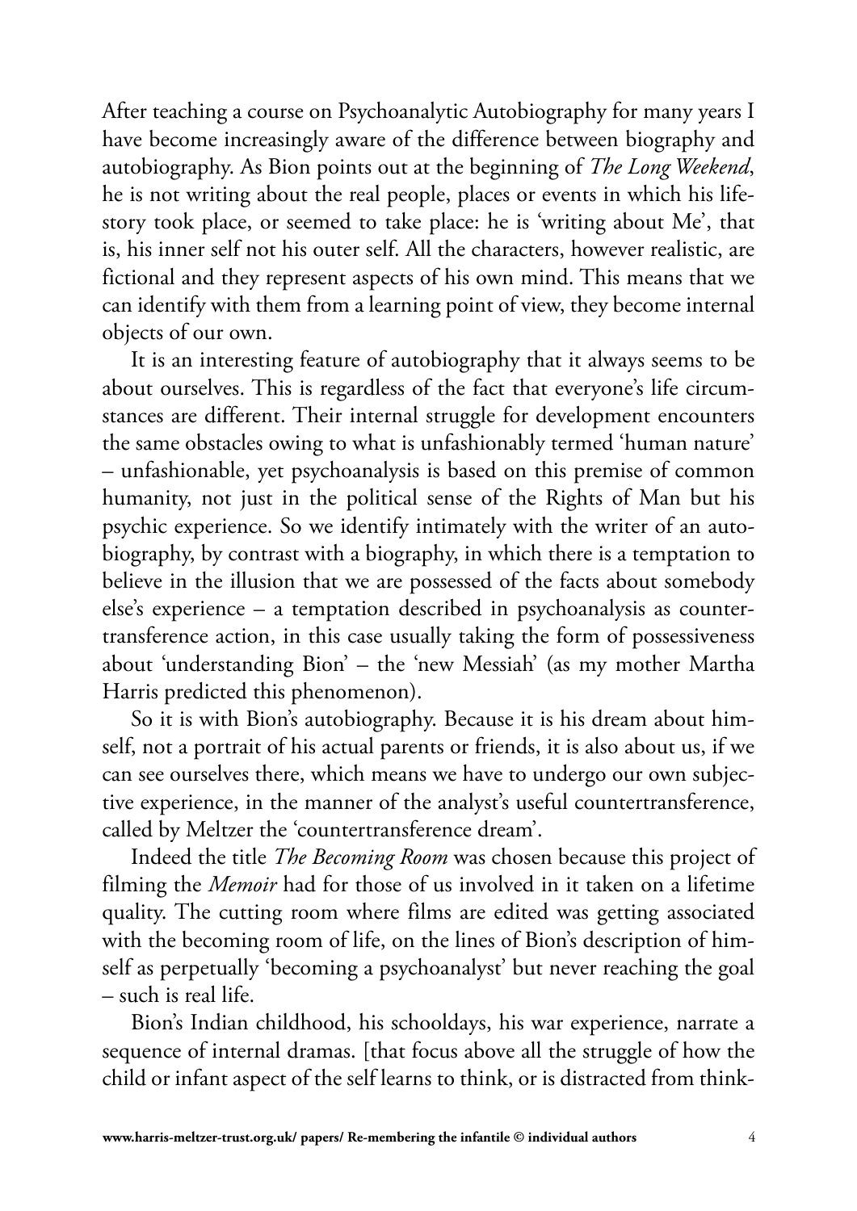After teaching a course on Psychoanalytic Autobiography for many years I have become increasingly aware of the difference between biography and autobiography. As Bion points out at the beginning of *The Long Weekend*, he is not writing about the real people, places or events in which his life-story took place, or seemed to take place: he is 'writing about Me', that is, his inner self not his outer self. All the characters, however realistic, are fictional and they represent aspects of his own mind. This means that we can identify with them from a learning point of view, they become internal objects of our own.

It is an interesting feature of autobiography that it always seems to be about ourselves. This is regardless of the fact that everyone's life circumstances are different. Their internal struggle for development encounters the same obstacles owing to what is unfashionably termed 'human nature' – unfashionable, yet psychoanalysis is based on this premise of common humanity, not just in the political sense of the Rights of Man but his psychic experience. So we identify intimately with the writer of an autobiography, by contrast with a biography, in which there is a temptation to believe in the illusion that we are possessed of the facts about somebody else's experience – a temptation described in psychoanalysis as countertransference action, in this case usually taking the form of possessiveness about 'understanding Bion' – the 'new Messiah' (as my mother Martha Harris predicted this phenomenon).

So it is with Bion's autobiography. Because it is his dream about himself, not a portrait of his actual parents or friends, it is also about us, if we can see ourselves there, which means we have to undergo our own subjective experience, in the manner of the analyst's useful countertransference, called by Meltzer the 'countertransference dream'.

Indeed the title *The Becoming Room* was chosen because this project of filming the *Memoir* had for those of us involved in it taken on a lifetime quality. The cutting room where films are edited was getting associated with the becoming room of life, on the lines of Bion's description of himself as perpetually 'becoming a psychoanalyst' but never reaching the goal – such is real life.

Bion's Indian childhood, his schooldays, his war experience, narrate a sequence of internal dramas. [that focus above all the struggle of how the child or infant aspect of the self learns to think, or is distracted from think-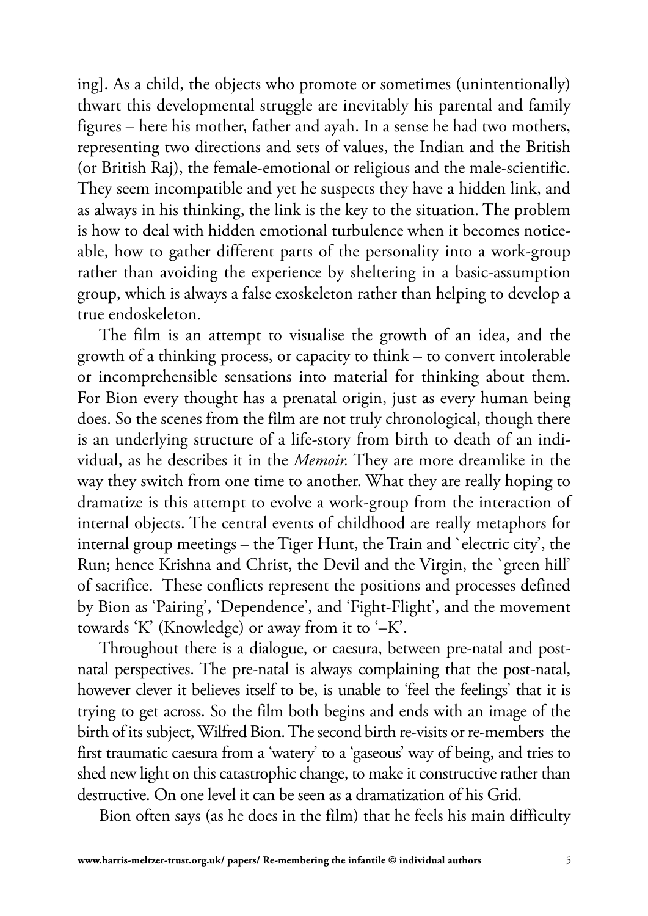ing]. As a child, the objects who promote or sometimes (unintentionally) thwart this developmental struggle are inevitably his parental and family figures – here his mother, father and ayah. In a sense he had two mothers, representing two directions and sets of values, the Indian and the British (or British Raj), the female-emotional or religious and the male-scientific. They seem incompatible and yet he suspects they have a hidden link, and as always in his thinking, the link is the key to the situation. The problem is how to deal with hidden emotional turbulence when it becomes noticeable, how to gather different parts of the personality into a work-group rather than avoiding the experience by sheltering in a basic-assumption group, which is always a false exoskeleton rather than helping to develop a true endoskeleton.

The film is an attempt to visualise the growth of an idea, and the growth of a thinking process, or capacity to think – to convert intolerable or incomprehensible sensations into material for thinking about them. For Bion every thought has a prenatal origin, just as every human being does. So the scenes from the film are not truly chronological, though there is an underlying structure of a life-story from birth to death of an individual, as he describes it in the *Memoir.* They are more dreamlike in the way they switch from one time to another. What they are really hoping to dramatize is this attempt to evolve a work-group from the interaction of internal objects. The central events of childhood are really metaphors for internal group meetings – the Tiger Hunt, the Train and `electric city', the Run; hence Krishna and Christ, the Devil and the Virgin, the `green hill' of sacrifice. These conflicts represent the positions and processes defined by Bion as 'Pairing', 'Dependence', and 'Fight-Flight', and the movement towards 'K' (Knowledge) or away from it to '–K'.

Throughout there is a dialogue, or caesura, between pre-natal and post-natal perspectives. The pre-natal is always complaining that the post-natal, however clever it believes itself to be, is unable to 'feel the feelings' that it is trying to get across. So the film both begins and ends with an image of the birth of its subject, Wilfred Bion. The second birth re-visits or re-members the first traumatic caesura from a 'watery' to a 'gaseous' way of being, and tries to shed new light on this catastrophic change, to make it constructive rather than destructive. On one level it can be seen as a dramatization of his Grid.

Bion often says (as he does in the film) that he feels his main difficulty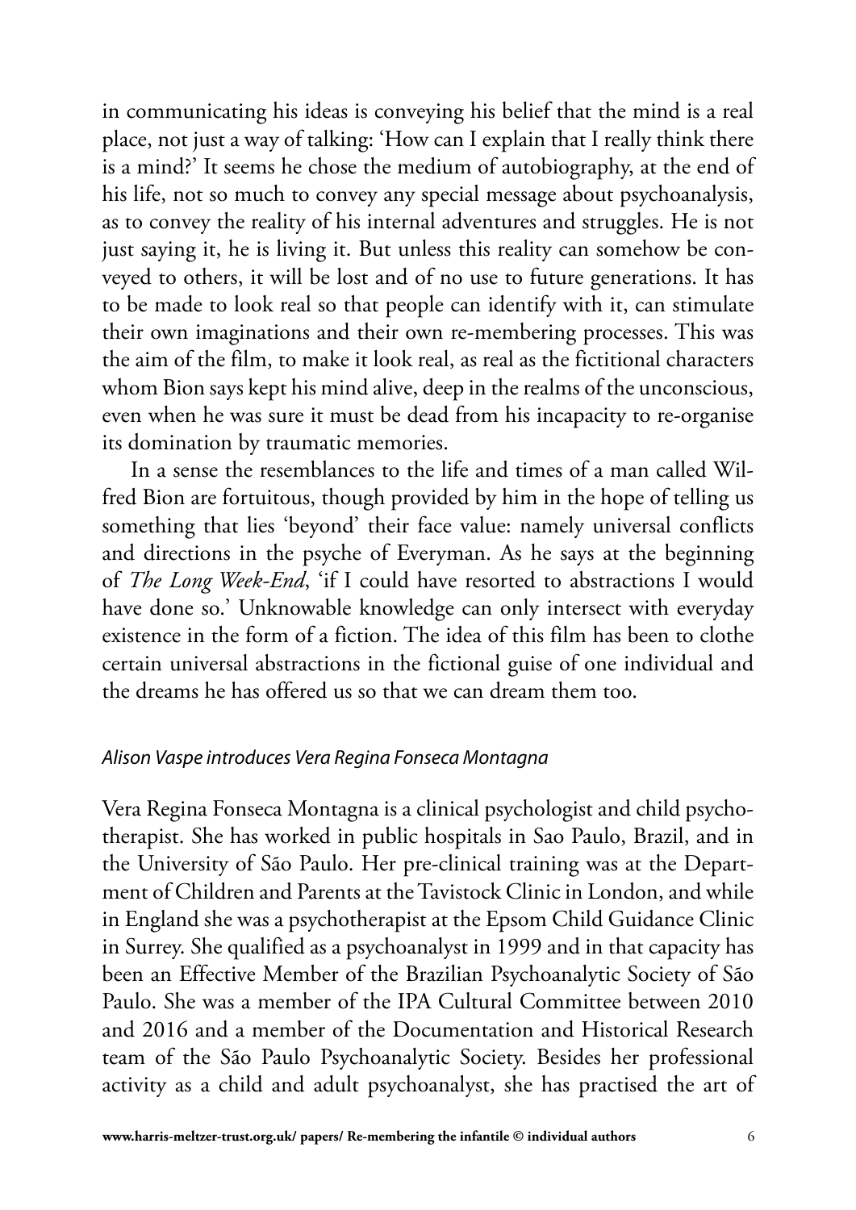in communicating his ideas is conveying his belief that the mind is a real place, not just a way of talking: 'How can I explain that I really think there is a mind?' It seems he chose the medium of autobiography, at the end of his life, not so much to convey any special message about psychoanalysis, as to convey the reality of his internal adventures and struggles. He is not just saying it, he is living it. But unless this reality can somehow be conveyed to others, it will be lost and of no use to future generations. It has to be made to look real so that people can identify with it, can stimulate their own imaginations and their own re-membering processes. This was the aim of the film, to make it look real, as real as the fictitional characters whom Bion says kept his mind alive, deep in the realms of the unconscious, even when he was sure it must be dead from his incapacity to re-organise its domination by traumatic memories.

In a sense the resemblances to the life and times of a man called Wilfred Bion are fortuitous, though provided by him in the hope of telling us something that lies 'beyond' their face value: namely universal conflicts and directions in the psyche of Everyman. As he says at the beginning of *The Long Week-End*, 'if I could have resorted to abstractions I would have done so.' Unknowable knowledge can only intersect with everyday existence in the form of a fiction. The idea of this film has been to clothe certain universal abstractions in the fictional guise of one individual and the dreams he has offered us so that we can dream them too.

### *Alison Vaspe introduces Vera Regina Fonseca Montagna*

Vera Regina Fonseca Montagna is a clinical psychologist and child psychotherapist. She has worked in public hospitals in Sao Paulo, Brazil, and in the University of São Paulo. Her pre-clinical training was at the Department of Children and Parents at the Tavistock Clinic in London, and while in England she was a psychotherapist at the Epsom Child Guidance Clinic in Surrey. She qualified as a psychoanalyst in 1999 and in that capacity has been an Effective Member of the Brazilian Psychoanalytic Society of São Paulo. She was a member of the IPA Cultural Committee between 2010 and 2016 and a member of the Documentation and Historical Research team of the São Paulo Psychoanalytic Society. Besides her professional activity as a child and adult psychoanalyst, she has practised the art of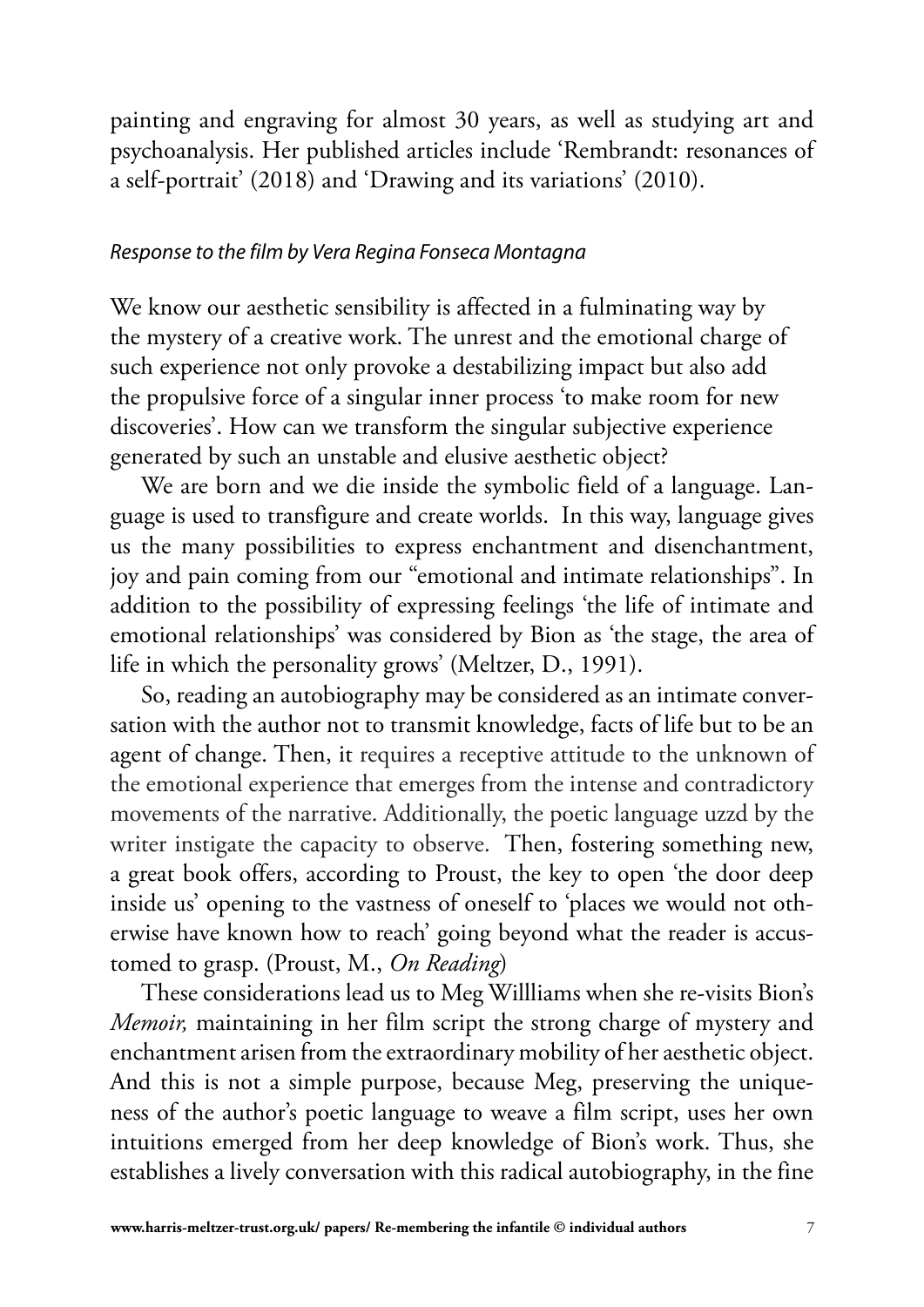painting and engraving for almost 30 years, as well as studying art and psychoanalysis. Her published articles include 'Rembrandt: resonances of a self-portrait' (2018) and 'Drawing and its variations' (2010).

### *Response to the film by Vera Regina Fonseca Montagna*

We know our aesthetic sensibility is affected in a fulminating way by the mystery of a creative work. The unrest and the emotional charge of such experience not only provoke a destabilizing impact but also add the propulsive force of a singular inner process 'to make room for new discoveries'. How can we transform the singular subjective experience generated by such an unstable and elusive aesthetic object?

We are born and we die inside the symbolic field of a language. Language is used to transfigure and create worlds. In this way, language gives us the many possibilities to express enchantment and disenchantment, joy and pain coming from our "emotional and intimate relationships". In addition to the possibility of expressing feelings 'the life of intimate and emotional relationships' was considered by Bion as 'the stage, the area of life in which the personality grows' (Meltzer, D., 1991).

So, reading an autobiography may be considered as an intimate conversation with the author not to transmit knowledge, facts of life but to be an agent of change. Then, it requires a receptive attitude to the unknown of the emotional experience that emerges from the intense and contradictory movements of the narrative. Additionally, the poetic language uzzd by the writer instigate the capacity to observe. Then, fostering something new, a great book offers, according to Proust, the key to open 'the door deep inside us' opening to the vastness of oneself to 'places we would not otherwise have known how to reach' going beyond what the reader is accustomed to grasp. (Proust, M., *On Reading*)

These considerations lead us to Meg Willliams when she re-visits Bion's *Memoir,* maintaining in her film script the strong charge of mystery and enchantment arisen from the extraordinary mobility of her aesthetic object. And this is not a simple purpose, because Meg, preserving the uniqueness of the author's poetic language to weave a film script, uses her own intuitions emerged from her deep knowledge of Bion's work. Thus, she establishes a lively conversation with this radical autobiography, in the fine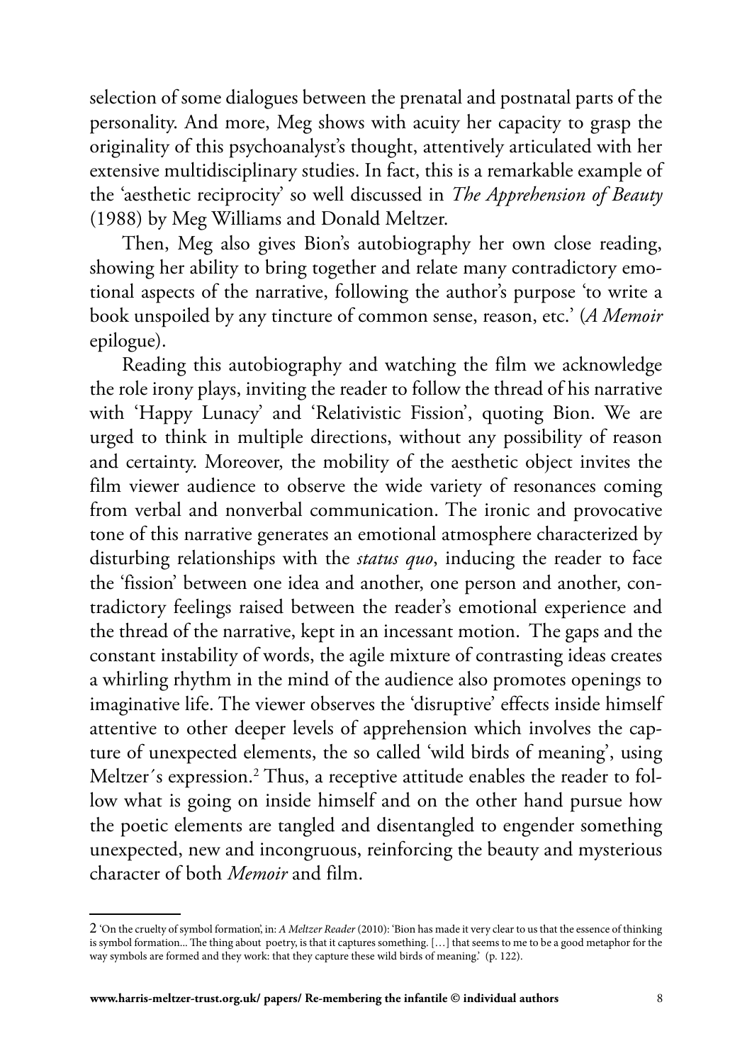selection of some dialogues between the prenatal and postnatal parts of the personality. And more, Meg shows with acuity her capacity to grasp the originality of this psychoanalyst's thought, attentively articulated with her extensive multidisciplinary studies. In fact, this is a remarkable example of the 'aesthetic reciprocity' so well discussed in *The Apprehension of Beauty* (1988) by Meg Williams and Donald Meltzer.

Then, Meg also gives Bion's autobiography her own close reading, showing her ability to bring together and relate many contradictory emotional aspects of the narrative, following the author's purpose 'to write a book unspoiled by any tincture of common sense, reason, etc.' (*A Memoir* epilogue).

Reading this autobiography and watching the film we acknowledge the role irony plays, inviting the reader to follow the thread of his narrative with 'Happy Lunacy' and 'Relativistic Fission', quoting Bion. We are urged to think in multiple directions, without any possibility of reason and certainty. Moreover, the mobility of the aesthetic object invites the film viewer audience to observe the wide variety of resonances coming from verbal and nonverbal communication. The ironic and provocative tone of this narrative generates an emotional atmosphere characterized by disturbing relationships with the *status quo*, inducing the reader to face the 'fission' between one idea and another, one person and another, contradictory feelings raised between the reader's emotional experience and the thread of the narrative, kept in an incessant motion. The gaps and the constant instability of words, the agile mixture of contrasting ideas creates a whirling rhythm in the mind of the audience also promotes openings to imaginative life. The viewer observes the 'disruptive' effects inside himself attentive to other deeper levels of apprehension which involves the capture of unexpected elements, the so called 'wild birds of meaning', using Meltzer´s expression.[2] Thus, a receptive attitude enables the reader to follow what is going on inside himself and on the other hand pursue how the poetic elements are tangled and disentangled to engender something unexpected, new and incongruous, reinforcing the beauty and mysterious character of both *Memoir* and film.

---

2 'On the cruelty of symbol formation', in: *A Meltzer Reader* (2010): 'Bion has made it very clear to us that the essence of thinking is symbol formation... The thing about poetry, is that it captures something. […] that seems to me to be a good metaphor for the way symbols are formed and they work: that they capture these wild birds of meaning.' (p. 122).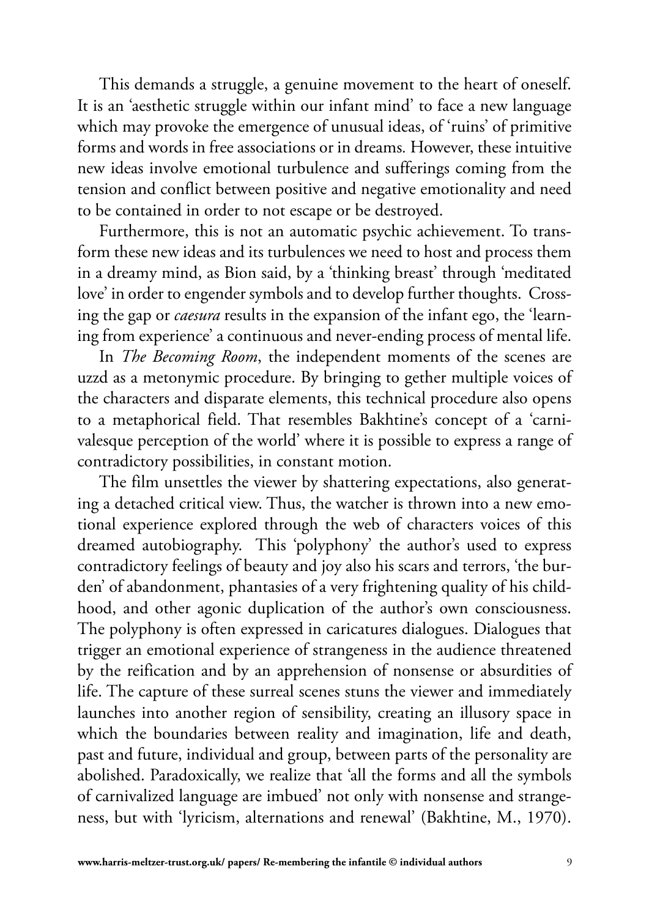This demands a struggle, a genuine movement to the heart of oneself. It is an 'aesthetic struggle within our infant mind' to face a new language which may provoke the emergence of unusual ideas, of 'ruins' of primitive forms and words in free associations or in dreams. However, these intuitive new ideas involve emotional turbulence and sufferings coming from the tension and conflict between positive and negative emotionality and need to be contained in order to not escape or be destroyed.

Furthermore, this is not an automatic psychic achievement. To transform these new ideas and its turbulences we need to host and process them in a dreamy mind, as Bion said, by a 'thinking breast' through 'meditated love' in order to engender symbols and to develop further thoughts. Crossing the gap or *caesura* results in the expansion of the infant ego, the 'learning from experience' a continuous and never-ending process of mental life.

In *The Becoming Room*, the independent moments of the scenes are uzzd as a metonymic procedure. By bringing to gether multiple voices of the characters and disparate elements, this technical procedure also opens to a metaphorical field. That resembles Bakhtine's concept of a 'carnivalesque perception of the world' where it is possible to express a range of contradictory possibilities, in constant motion.

The film unsettles the viewer by shattering expectations, also generating a detached critical view. Thus, the watcher is thrown into a new emotional experience explored through the web of characters voices of this dreamed autobiography. This 'polyphony' the author's used to express contradictory feelings of beauty and joy also his scars and terrors, 'the burden' of abandonment, phantasies of a very frightening quality of his childhood, and other agonic duplication of the author's own consciousness. The polyphony is often expressed in caricatures dialogues. Dialogues that trigger an emotional experience of strangeness in the audience threatened by the reification and by an apprehension of nonsense or absurdities of life. The capture of these surreal scenes stuns the viewer and immediately launches into another region of sensibility, creating an illusory space in which the boundaries between reality and imagination, life and death, past and future, individual and group, between parts of the personality are abolished. Paradoxically, we realize that 'all the forms and all the symbols of carnivalized language are imbued' not only with nonsense and strangeness, but with 'lyricism, alternations and renewal' (Bakhtine, M., 1970).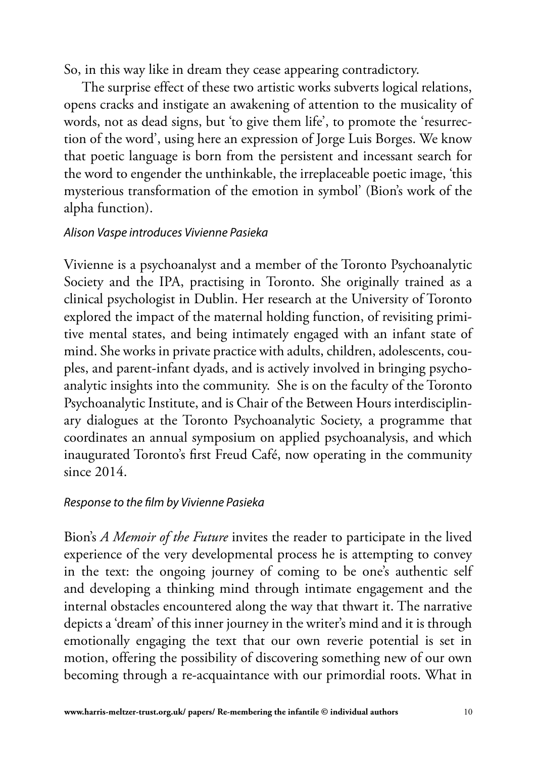So, in this way like in dream they cease appearing contradictory.

The surprise effect of these two artistic works subverts logical relations, opens cracks and instigate an awakening of attention to the musicality of words, not as dead signs, but 'to give them life', to promote the 'resurrection of the word', using here an expression of Jorge Luis Borges. We know that poetic language is born from the persistent and incessant search for the word to engender the unthinkable, the irreplaceable poetic image, 'this mysterious transformation of the emotion in symbol' (Bion's work of the alpha function).

*Alison Vaspe introduces Vivienne Pasieka*

Vivienne is a psychoanalyst and a member of the Toronto Psychoanalytic Society and the IPA, practising in Toronto. She originally trained as a clinical psychologist in Dublin. Her research at the University of Toronto explored the impact of the maternal holding function, of revisiting primitive mental states, and being intimately engaged with an infant state of mind. She works in private practice with adults, children, adolescents, couples, and parent-infant dyads, and is actively involved in bringing psychoanalytic insights into the community. She is on the faculty of the Toronto Psychoanalytic Institute, and is Chair of the Between Hours interdisciplinary dialogues at the Toronto Psychoanalytic Society, a programme that coordinates an annual symposium on applied psychoanalysis, and which inaugurated Toronto's first Freud Café, now operating in the community since 2014.

*Response to the film by Vivienne Pasieka*

Bion's *A Memoir of the Future* invites the reader to participate in the lived experience of the very developmental process he is attempting to convey in the text: the ongoing journey of coming to be one's authentic self and developing a thinking mind through intimate engagement and the internal obstacles encountered along the way that thwart it. The narrative depicts a 'dream' of this inner journey in the writer's mind and it is through emotionally engaging the text that our own reverie potential is set in motion, offering the possibility of discovering something new of our own becoming through a re-acquaintance with our primordial roots. What in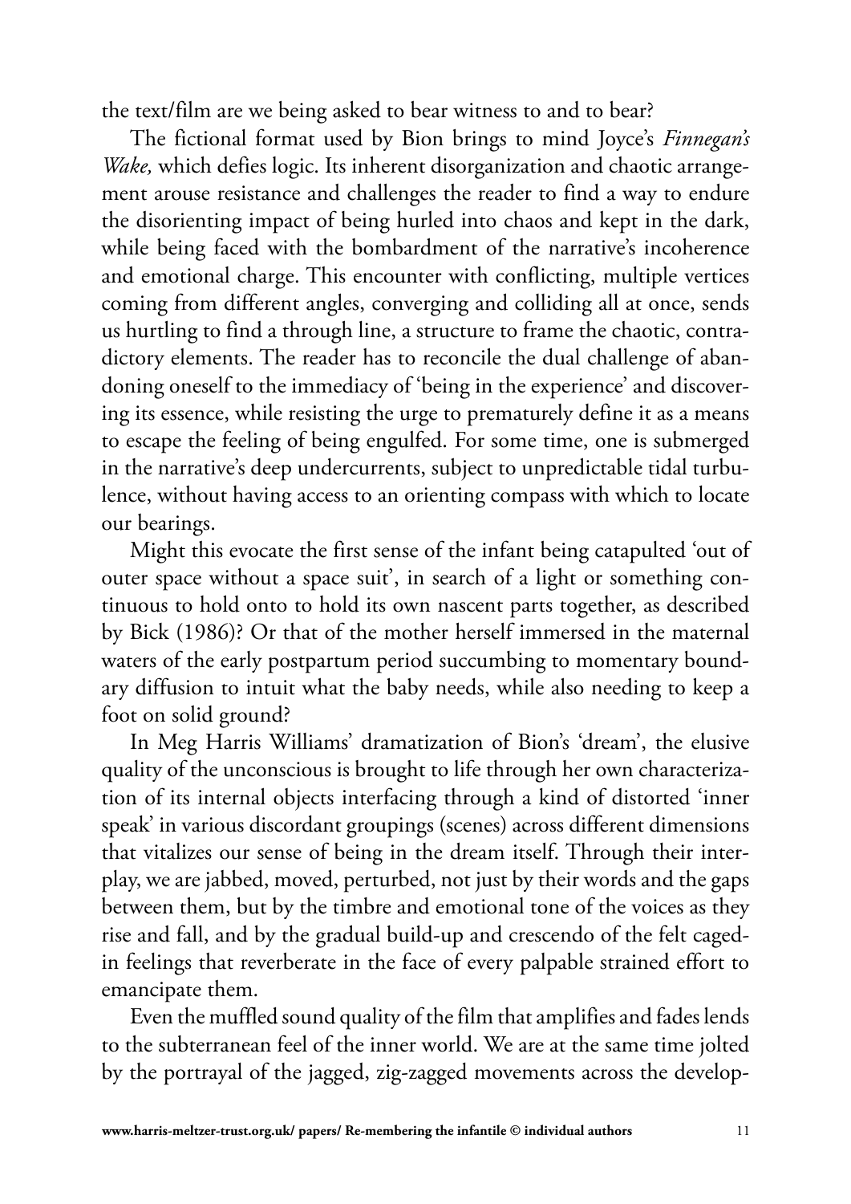the text/film are we being asked to bear witness to and to bear?

The fictional format used by Bion brings to mind Joyce's *Finnegan's Wake,* which defies logic. Its inherent disorganization and chaotic arrangement arouse resistance and challenges the reader to find a way to endure the disorienting impact of being hurled into chaos and kept in the dark, while being faced with the bombardment of the narrative's incoherence and emotional charge. This encounter with conflicting, multiple vertices coming from different angles, converging and colliding all at once, sends us hurtling to find a through line, a structure to frame the chaotic, contradictory elements. The reader has to reconcile the dual challenge of abandoning oneself to the immediacy of 'being in the experience' and discovering its essence, while resisting the urge to prematurely define it as a means to escape the feeling of being engulfed. For some time, one is submerged in the narrative's deep undercurrents, subject to unpredictable tidal turbulence, without having access to an orienting compass with which to locate our bearings.

Might this evocate the first sense of the infant being catapulted 'out of outer space without a space suit', in search of a light or something continuous to hold onto to hold its own nascent parts together, as described by Bick (1986)? Or that of the mother herself immersed in the maternal waters of the early postpartum period succumbing to momentary boundary diffusion to intuit what the baby needs, while also needing to keep a foot on solid ground?

In Meg Harris Williams' dramatization of Bion's 'dream', the elusive quality of the unconscious is brought to life through her own characterization of its internal objects interfacing through a kind of distorted 'inner speak' in various discordant groupings (scenes) across different dimensions that vitalizes our sense of being in the dream itself. Through their interplay, we are jabbed, moved, perturbed, not just by their words and the gaps between them, but by the timbre and emotional tone of the voices as they rise and fall, and by the gradual build-up and crescendo of the felt caged-in feelings that reverberate in the face of every palpable strained effort to emancipate them.

Even the muffled sound quality of the film that amplifies and fades lends to the subterranean feel of the inner world. We are at the same time jolted by the portrayal of the jagged, zig-zagged movements across the develop-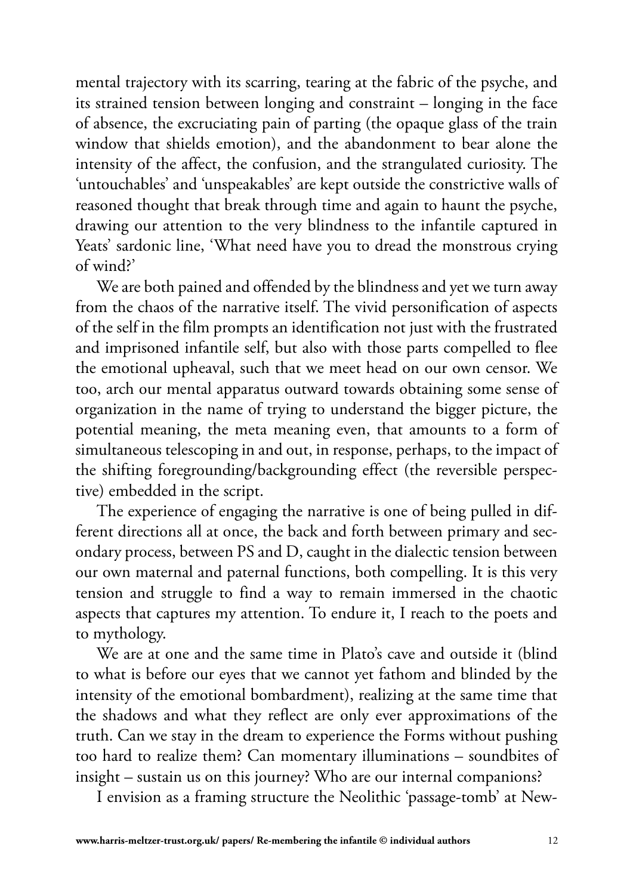mental trajectory with its scarring, tearing at the fabric of the psyche, and its strained tension between longing and constraint – longing in the face of absence, the excruciating pain of parting (the opaque glass of the train window that shields emotion), and the abandonment to bear alone the intensity of the affect, the confusion, and the strangulated curiosity. The 'untouchables' and 'unspeakables' are kept outside the constrictive walls of reasoned thought that break through time and again to haunt the psyche, drawing our attention to the very blindness to the infantile captured in Yeats' sardonic line, 'What need have you to dread the monstrous crying of wind?'

We are both pained and offended by the blindness and yet we turn away from the chaos of the narrative itself. The vivid personification of aspects of the self in the film prompts an identification not just with the frustrated and imprisoned infantile self, but also with those parts compelled to flee the emotional upheaval, such that we meet head on our own censor. We too, arch our mental apparatus outward towards obtaining some sense of organization in the name of trying to understand the bigger picture, the potential meaning, the meta meaning even, that amounts to a form of simultaneous telescoping in and out, in response, perhaps, to the impact of the shifting foregrounding/backgrounding effect (the reversible perspective) embedded in the script.

The experience of engaging the narrative is one of being pulled in different directions all at once, the back and forth between primary and secondary process, between PS and D, caught in the dialectic tension between our own maternal and paternal functions, both compelling. It is this very tension and struggle to find a way to remain immersed in the chaotic aspects that captures my attention. To endure it, I reach to the poets and to mythology.

We are at one and the same time in Plato's cave and outside it (blind to what is before our eyes that we cannot yet fathom and blinded by the intensity of the emotional bombardment), realizing at the same time that the shadows and what they reflect are only ever approximations of the truth. Can we stay in the dream to experience the Forms without pushing too hard to realize them? Can momentary illuminations – soundbites of insight – sustain us on this journey? Who are our internal companions?

I envision as a framing structure the Neolithic 'passage-tomb' at New-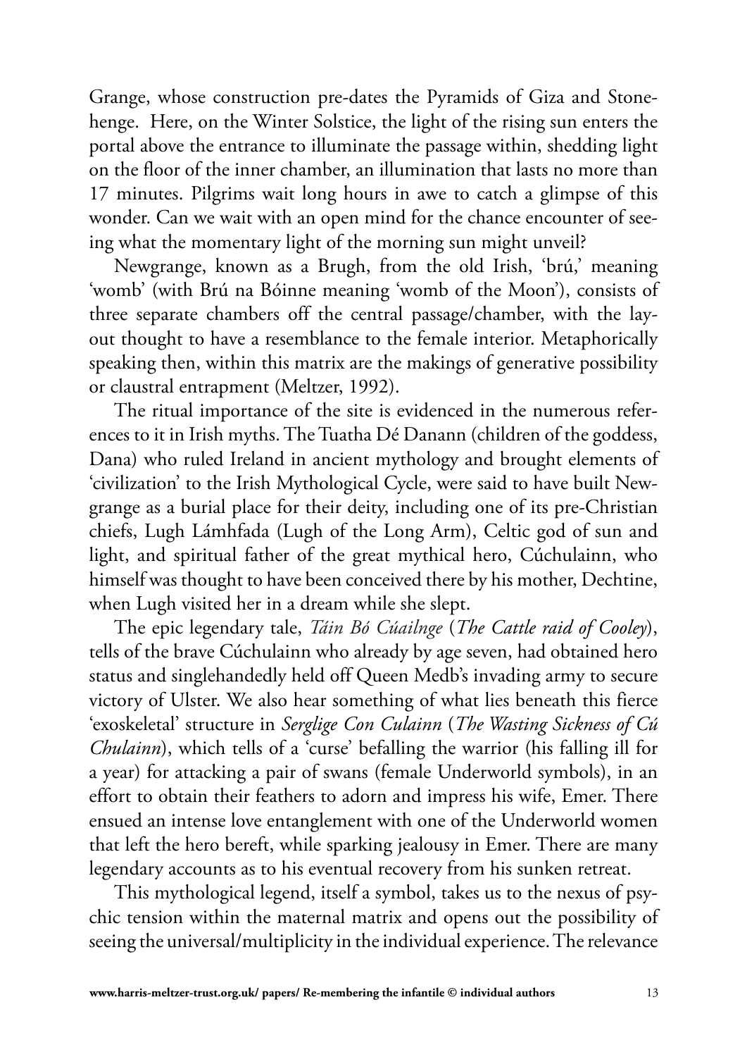Grange, whose construction pre-dates the Pyramids of Giza and Stonehenge. Here, on the Winter Solstice, the light of the rising sun enters the portal above the entrance to illuminate the passage within, shedding light on the floor of the inner chamber, an illumination that lasts no more than 17 minutes. Pilgrims wait long hours in awe to catch a glimpse of this wonder. Can we wait with an open mind for the chance encounter of seeing what the momentary light of the morning sun might unveil?

Newgrange, known as a Brugh, from the old Irish, 'brú,' meaning 'womb' (with Brú na Bóinne meaning 'womb of the Moon'), consists of three separate chambers off the central passage/chamber, with the layout thought to have a resemblance to the female interior. Metaphorically speaking then, within this matrix are the makings of generative possibility or claustral entrapment (Meltzer, 1992).

The ritual importance of the site is evidenced in the numerous references to it in Irish myths. The Tuatha Dé Danann (children of the goddess, Dana) who ruled Ireland in ancient mythology and brought elements of 'civilization' to the Irish Mythological Cycle, were said to have built Newgrange as a burial place for their deity, including one of its pre-Christian chiefs, Lugh Lámhfada (Lugh of the Long Arm), Celtic god of sun and light, and spiritual father of the great mythical hero, Cúchulainn, who himself was thought to have been conceived there by his mother, Dechtine, when Lugh visited her in a dream while she slept.

The epic legendary tale, *Táin Bó Cúailnge* (*The Cattle raid of Cooley*), tells of the brave Cúchulainn who already by age seven, had obtained hero status and singlehandedly held off Queen Medb's invading army to secure victory of Ulster. We also hear something of what lies beneath this fierce 'exoskeletal' structure in *Serglige Con Culainn* (*The Wasting Sickness of Cú Chulainn*), which tells of a 'curse' befalling the warrior (his falling ill for a year) for attacking a pair of swans (female Underworld symbols), in an effort to obtain their feathers to adorn and impress his wife, Emer. There ensued an intense love entanglement with one of the Underworld women that left the hero bereft, while sparking jealousy in Emer. There are many legendary accounts as to his eventual recovery from his sunken retreat.

This mythological legend, itself a symbol, takes us to the nexus of psychic tension within the maternal matrix and opens out the possibility of seeing the universal/multiplicity in the individual experience. The relevance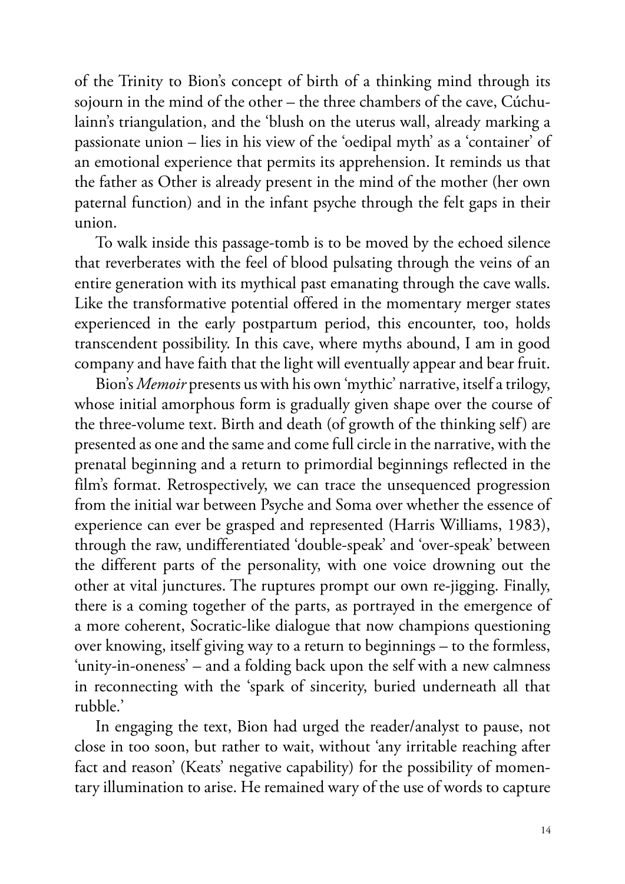of the Trinity to Bion's concept of birth of a thinking mind through its sojourn in the mind of the other – the three chambers of the cave, Cúchulainn's triangulation, and the 'blush on the uterus wall, already marking a passionate union – lies in his view of the 'oedipal myth' as a 'container' of an emotional experience that permits its apprehension. It reminds us that the father as Other is already present in the mind of the mother (her own paternal function) and in the infant psyche through the felt gaps in their union.

To walk inside this passage-tomb is to be moved by the echoed silence that reverberates with the feel of blood pulsating through the veins of an entire generation with its mythical past emanating through the cave walls. Like the transformative potential offered in the momentary merger states experienced in the early postpartum period, this encounter, too, holds transcendent possibility. In this cave, where myths abound, I am in good company and have faith that the light will eventually appear and bear fruit.

Bion's *Memoir* presents us with his own 'mythic' narrative, itself a trilogy, whose initial amorphous form is gradually given shape over the course of the three-volume text. Birth and death (of growth of the thinking self) are presented as one and the same and come full circle in the narrative, with the prenatal beginning and a return to primordial beginnings reflected in the film's format. Retrospectively, we can trace the unsequenced progression from the initial war between Psyche and Soma over whether the essence of experience can ever be grasped and represented (Harris Williams, 1983), through the raw, undifferentiated 'double-speak' and 'over-speak' between the different parts of the personality, with one voice drowning out the other at vital junctures. The ruptures prompt our own re-jigging. Finally, there is a coming together of the parts, as portrayed in the emergence of a more coherent, Socratic-like dialogue that now champions questioning over knowing, itself giving way to a return to beginnings – to the formless, 'unity-in-oneness' – and a folding back upon the self with a new calmness in reconnecting with the 'spark of sincerity, buried underneath all that rubble.'

In engaging the text, Bion had urged the reader/analyst to pause, not close in too soon, but rather to wait, without 'any irritable reaching after fact and reason' (Keats' negative capability) for the possibility of momentary illumination to arise. He remained wary of the use of words to capture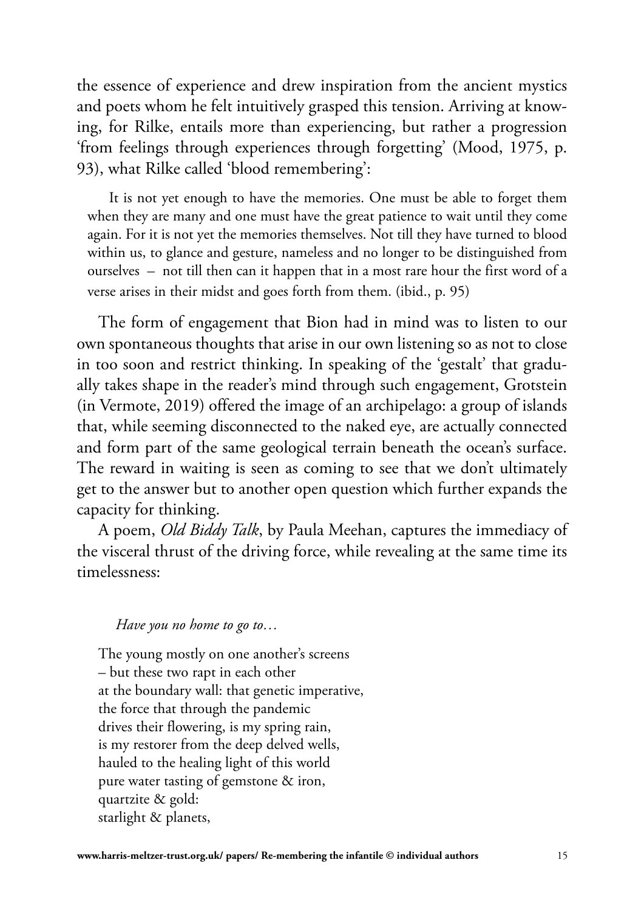the essence of experience and drew inspiration from the ancient mystics and poets whom he felt intuitively grasped this tension. Arriving at knowing, for Rilke, entails more than experiencing, but rather a progression 'from feelings through experiences through forgetting' (Mood, 1975, p. 93), what Rilke called 'blood remembering':

> It is not yet enough to have the memories. One must be able to forget them when they are many and one must have the great patience to wait until they come again. For it is not yet the memories themselves. Not till they have turned to blood within us, to glance and gesture, nameless and no longer to be distinguished from ourselves – not till then can it happen that in a most rare hour the first word of a verse arises in their midst and goes forth from them. (ibid., p. 95)

The form of engagement that Bion had in mind was to listen to our own spontaneous thoughts that arise in our own listening so as not to close in too soon and restrict thinking. In speaking of the 'gestalt' that gradually takes shape in the reader's mind through such engagement, Grotstein (in Vermote, 2019) offered the image of an archipelago: a group of islands that, while seeming disconnected to the naked eye, are actually connected and form part of the same geological terrain beneath the ocean's surface. The reward in waiting is seen as coming to see that we don't ultimately get to the answer but to another open question which further expands the capacity for thinking.

A poem, *Old Biddy Talk*, by Paula Meehan, captures the immediacy of the visceral thrust of the driving force, while revealing at the same time its timelessness:

> *Have you no home to go to…*
>
> The young mostly on one another's screens  
> – but these two rapt in each other  
> at the boundary wall: that genetic imperative,  
> the force that through the pandemic  
> drives their flowering, is my spring rain,  
> is my restorer from the deep delved wells,  
> hauled to the healing light of this world  
> pure water tasting of gemstone & iron,  
> quartzite & gold:  
> starlight & planets,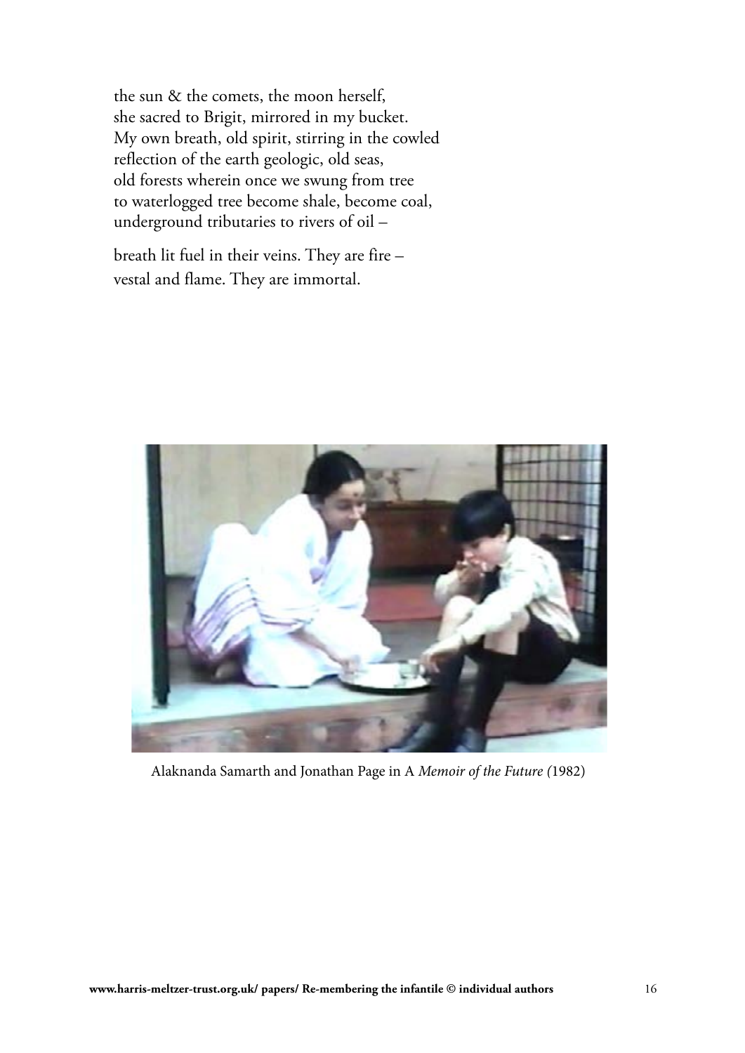the sun & the comets, the moon herself,
she sacred to Brigit, mirrored in my bucket.
My own breath, old spirit, stirring in the cowled
reflection of the earth geologic, old seas,
old forests wherein once we swung from tree
to waterlogged tree become shale, become coal,
underground tributaries to rivers of oil –

breath lit fuel in their veins. They are fire –
vestal and flame. They are immortal.

Alaknanda Samarth and Jonathan Page in A *Memoir of the Future (*1982)